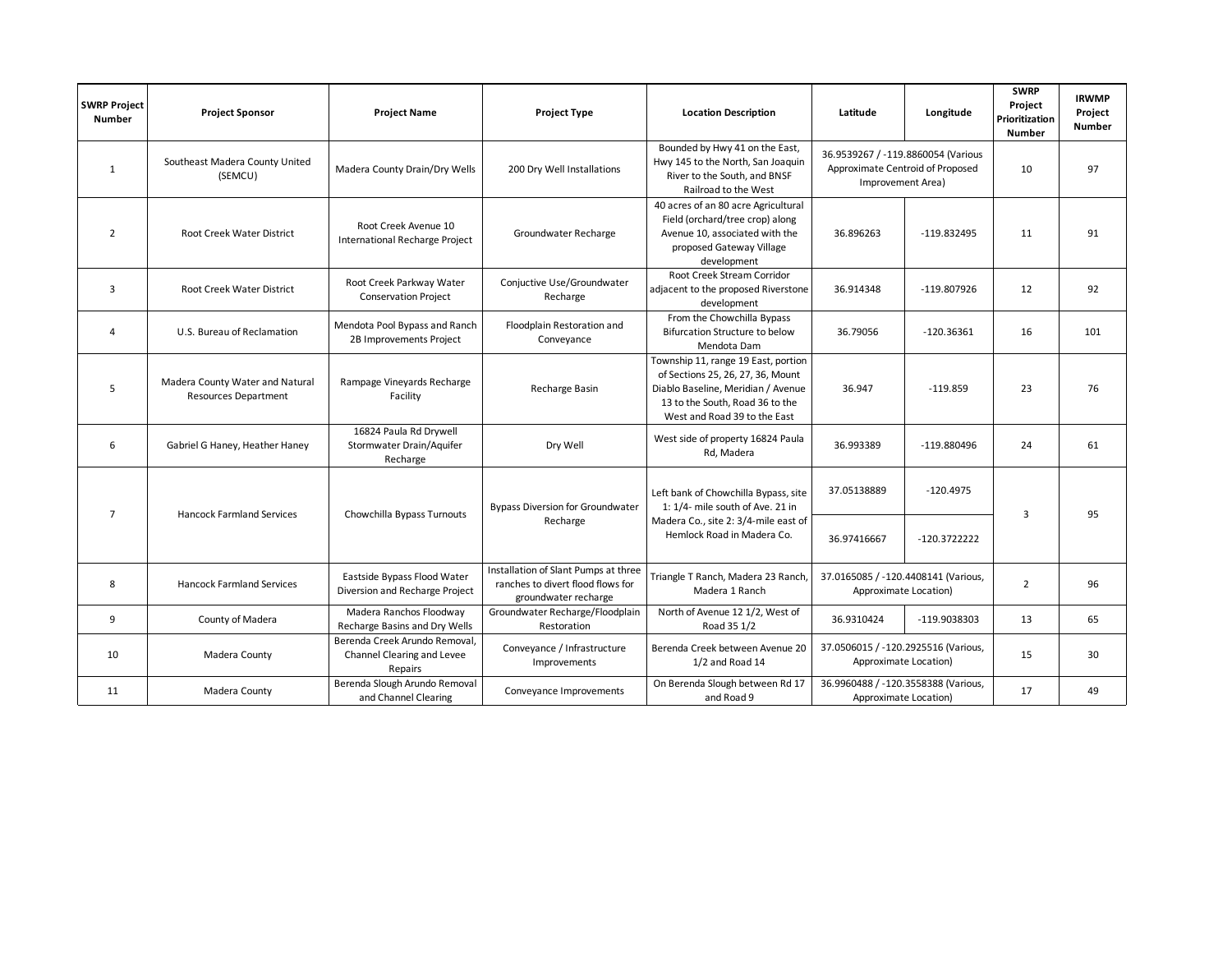| SWRP Project Number | Project Sponsor | Project Name | Project Type | Location Description | Latitude | Longitude | SWRP Project Prioritization Number | IRWMP Project Number |
|---|---|---|---|---|---|---|---|---|
| 1 | Southeast Madera County United (SEMCU) | Madera County Drain/Dry Wells | 200 Dry Well Installations | Bounded by Hwy 41 on the East, Hwy 145 to the North, San Joaquin River to the South, and BNSF Railroad to the West | 36.9539267 / -119.8860054 (Various Approximate Centroid of Proposed Improvement Area) | | 10 | 97 |
| 2 | Root Creek Water District | Root Creek Avenue 10 International Recharge Project | Groundwater Recharge | 40 acres of an 80 acre Agricultural Field (orchard/tree crop) along Avenue 10, associated with the proposed Gateway Village development | 36.896263 | -119.832495 | 11 | 91 |
| 3 | Root Creek Water District | Root Creek Parkway Water Conservation Project | Conjuctive Use/Groundwater Recharge | Root Creek Stream Corridor adjacent to the proposed Riverstone development | 36.914348 | -119.807926 | 12 | 92 |
| 4 | U.S. Bureau of Reclamation | Mendota Pool Bypass and Ranch 2B Improvements Project | Floodplain Restoration and Conveyance | From the Chowchilla Bypass Bifurcation Structure to below Mendota Dam | 36.79056 | -120.36361 | 16 | 101 |
| 5 | Madera County Water and Natural Resources Department | Rampage Vineyards Recharge Facility | Recharge Basin | Township 11, range 19 East, portion of Sections 25, 26, 27, 36, Mount Diablo Baseline, Meridian / Avenue 13 to the South, Road 36 to the West and Road 39 to the East | 36.947 | -119.859 | 23 | 76 |
| 6 | Gabriel G Haney, Heather Haney | 16824 Paula Rd Drywell Stormwater Drain/Aquifer Recharge | Dry Well | West side of property 16824 Paula Rd, Madera | 36.993389 | -119.880496 | 24 | 61 |
| 7 | Hancock Farmland Services | Chowchilla Bypass Turnouts | Bypass Diversion for Groundwater Recharge | Left bank of Chowchilla Bypass, site 1: 1/4- mile south of Ave. 21 in Madera Co., site 2: 3/4-mile east of Hemlock Road in Madera Co. | 37.05138889 | -120.4975 | 3 | 95 |
| | | | | | 36.97416667 | -120.3722222 | | |
| 8 | Hancock Farmland Services | Eastside Bypass Flood Water Diversion and Recharge Project | Installation of Slant Pumps at three ranches to divert flood flows for groundwater recharge | Triangle T Ranch, Madera 23 Ranch, Madera 1 Ranch | 37.0165085 / -120.4408141 (Various, Approximate Location) | | 2 | 96 |
| 9 | County of Madera | Madera Ranchos Floodway Recharge Basins and Dry Wells | Groundwater Recharge/Floodplain Restoration | North of Avenue 12 1/2, West of Road 35 1/2 | 36.9310424 | -119.9038303 | 13 | 65 |
| 10 | Madera County | Berenda Creek Arundo Removal, Channel Clearing and Levee Repairs | Conveyance / Infrastructure Improvements | Berenda Creek between Avenue 20 1/2 and Road 14 | 37.0506015 / -120.2925516 (Various, Approximate Location) | | 15 | 30 |
| 11 | Madera County | Berenda Slough Arundo Removal and Channel Clearing | Conveyance Improvements | On Berenda Slough between Rd 17 and Road 9 | 36.9960488 / -120.3558388 (Various, Approximate Location) | | 17 | 49 |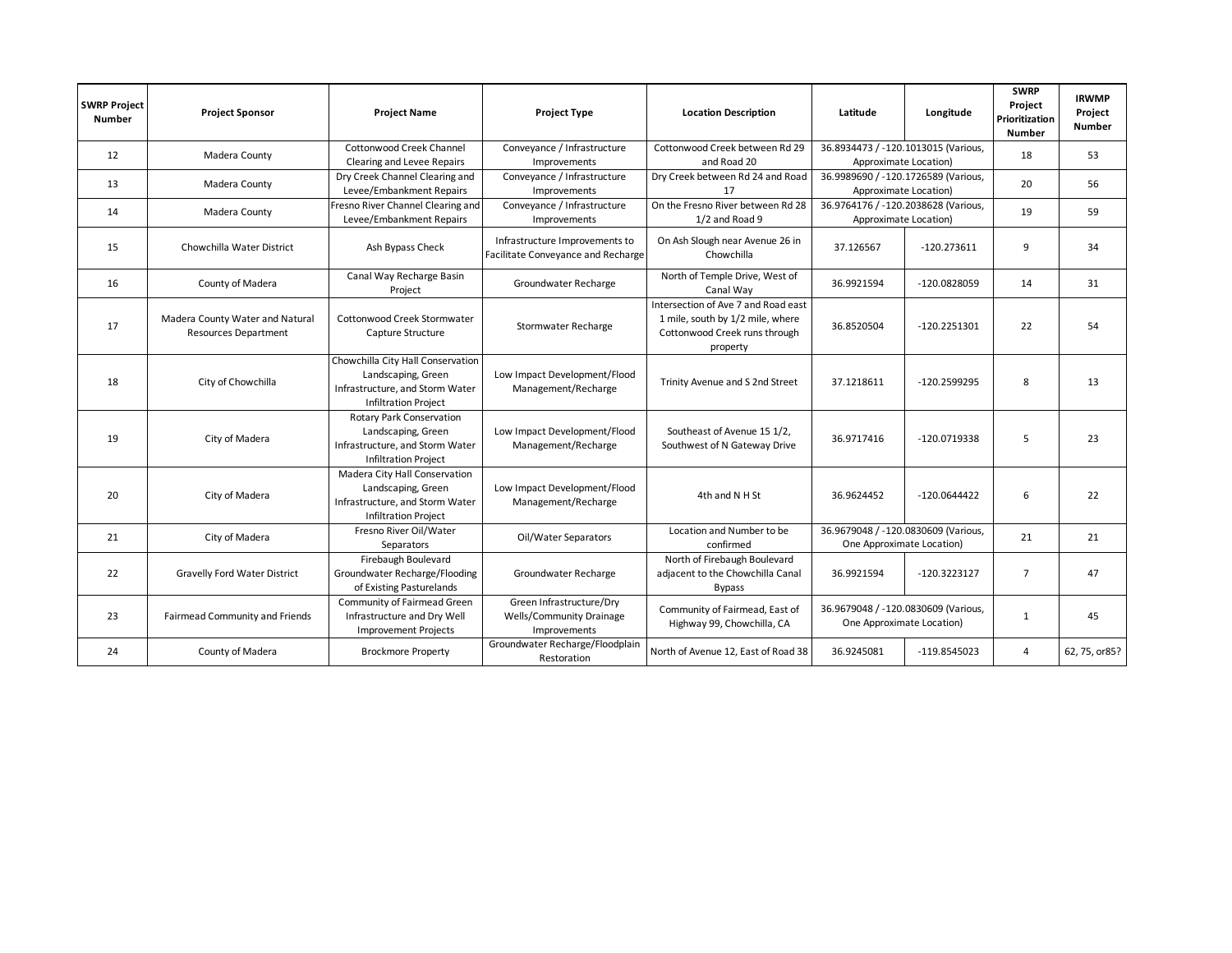| SWRP Project Number | Project Sponsor | Project Name | Project Type | Location Description | Latitude | Longitude | SWRP Project Prioritization Number | IRWMP Project Number |
|---|---|---|---|---|---|---|---|---|
| 12 | Madera County | Cottonwood Creek Channel Clearing and Levee Repairs | Conveyance / Infrastructure Improvements | Cottonwood Creek between Rd 29 and Road 20 | 36.8934473 / -120.1013015 (Various, Approximate Location) | | 18 | 53 |
| 13 | Madera County | Dry Creek Channel Clearing and Levee/Embankment Repairs | Conveyance / Infrastructure Improvements | Dry Creek between Rd 24 and Road 17 | 36.9989690 / -120.1726589 (Various, Approximate Location) | | 20 | 56 |
| 14 | Madera County | Fresno River Channel Clearing and Levee/Embankment Repairs | Conveyance / Infrastructure Improvements | On the Fresno River between Rd 28 1/2 and Road 9 | 36.9764176 / -120.2038628 (Various, Approximate Location) | | 19 | 59 |
| 15 | Chowchilla Water District | Ash Bypass Check | Infrastructure Improvements to Facilitate Conveyance and Recharge | On Ash Slough near Avenue 26 in Chowchilla | 37.126567 | -120.273611 | 9 | 34 |
| 16 | County of Madera | Canal Way Recharge Basin Project | Groundwater Recharge | North of Temple Drive, West of Canal Way | 36.9921594 | -120.0828059 | 14 | 31 |
| 17 | Madera County Water and Natural Resources Department | Cottonwood Creek Stormwater Capture Structure | Stormwater Recharge | Intersection of Ave 7 and Road east 1 mile, south by 1/2 mile, where Cottonwood Creek runs through property | 36.8520504 | -120.2251301 | 22 | 54 |
| 18 | City of Chowchilla | Chowchilla City Hall Conservation Landscaping, Green Infrastructure, and Storm Water Infiltration Project | Low Impact Development/Flood Management/Recharge | Trinity Avenue and S 2nd Street | 37.1218611 | -120.2599295 | 8 | 13 |
| 19 | City of Madera | Rotary Park Conservation Landscaping, Green Infrastructure, and Storm Water Infiltration Project | Low Impact Development/Flood Management/Recharge | Southeast of Avenue 15 1/2, Southwest of N Gateway Drive | 36.9717416 | -120.0719338 | 5 | 23 |
| 20 | City of Madera | Madera City Hall Conservation Landscaping, Green Infrastructure, and Storm Water Infiltration Project | Low Impact Development/Flood Management/Recharge | 4th and N H St | 36.9624452 | -120.0644422 | 6 | 22 |
| 21 | City of Madera | Fresno River Oil/Water Separators | Oil/Water Separators | Location and Number to be confirmed | 36.9679048 / -120.0830609 (Various, One Approximate Location) | | 21 | 21 |
| 22 | Gravelly Ford Water District | Firebaugh Boulevard Groundwater Recharge/Flooding of Existing Pasturelands | Groundwater Recharge | North of Firebaugh Boulevard adjacent to the Chowchilla Canal Bypass | 36.9921594 | -120.3223127 | 7 | 47 |
| 23 | Fairmead Community and Friends | Community of Fairmead Green Infrastructure and Dry Well Improvement Projects | Green Infrastructure/Dry Wells/Community Drainage Improvements | Community of Fairmead, East of Highway 99, Chowchilla, CA | 36.9679048 / -120.0830609 (Various, One Approximate Location) | | 1 | 45 |
| 24 | County of Madera | Brockmore Property | Groundwater Recharge/Floodplain Restoration | North of Avenue 12, East of Road 38 | 36.9245081 | -119.8545023 | 4 | 62, 75, or85? |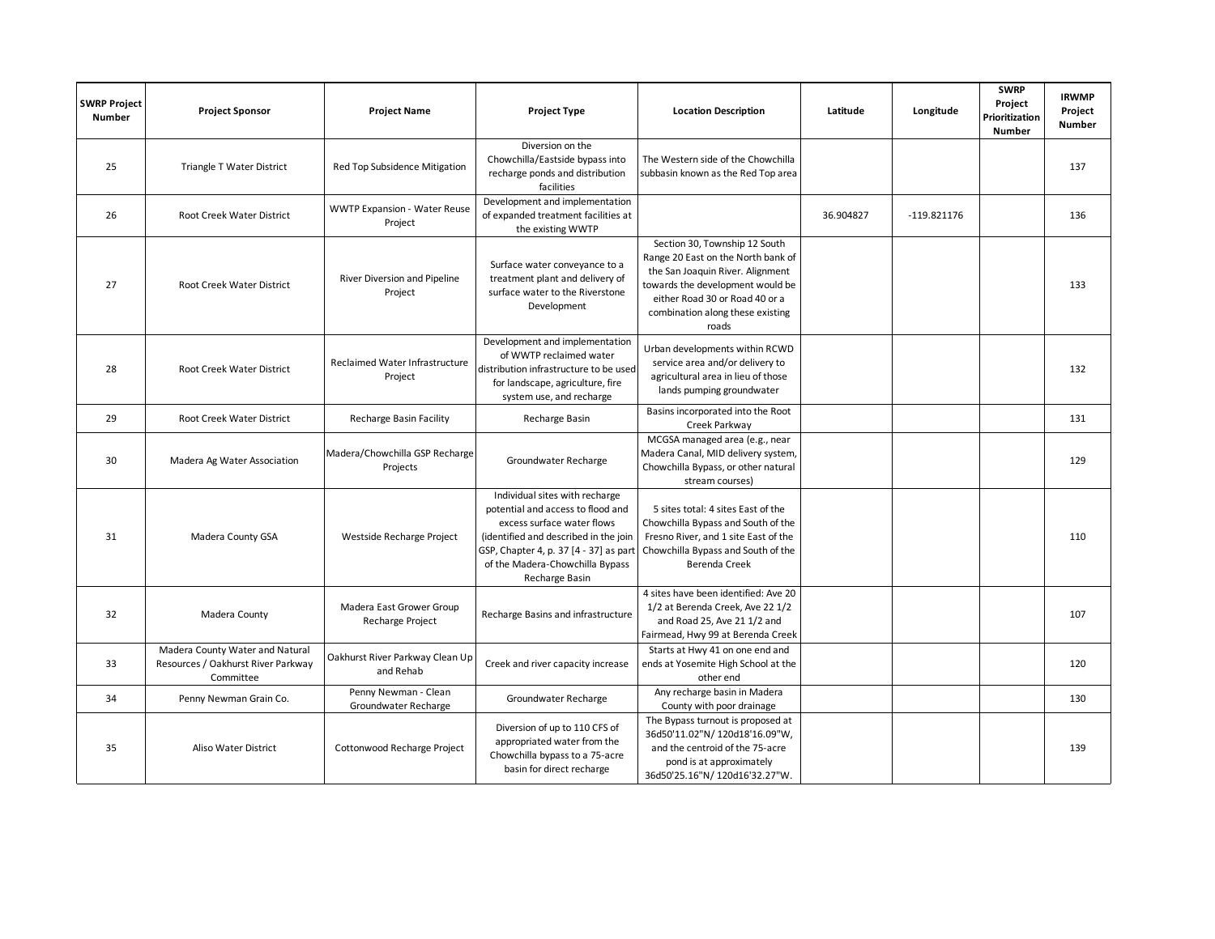| SWRP Project Number | Project Sponsor | Project Name | Project Type | Location Description | Latitude | Longitude | SWRP Project Prioritization Number | IRWMP Project Number |
|---|---|---|---|---|---|---|---|---|
| 25 | Triangle T Water District | Red Top Subsidence Mitigation | Diversion on the Chowchilla/Eastside bypass into recharge ponds and distribution facilities | The Western side of the Chowchilla subbasin known as the Red Top area | | | | 137 |
| 26 | Root Creek Water District | WWTP Expansion - Water Reuse Project | Development and implementation of expanded treatment facilities at the existing WWTP | | 36.904827 | -119.821176 | | 136 |
| 27 | Root Creek Water District | River Diversion and Pipeline Project | Surface water conveyance to a treatment plant and delivery of surface water to the Riverstone Development | Section 30, Township 12 South Range 20 East on the North bank of the San Joaquin River. Alignment towards the development would be either Road 30 or Road 40 or a combination along these existing roads | | | | 133 |
| 28 | Root Creek Water District | Reclaimed Water Infrastructure Project | Development and implementation of WWTP reclaimed water distribution infrastructure to be used for landscape, agriculture, fire system use, and recharge | Urban developments within RCWD service area and/or delivery to agricultural area in lieu of those lands pumping groundwater | | | | 132 |
| 29 | Root Creek Water District | Recharge Basin Facility | Recharge Basin | Basins incorporated into the Root Creek Parkway | | | | 131 |
| 30 | Madera Ag Water Association | Madera/Chowchilla GSP Recharge Projects | Groundwater Recharge | MCGSA managed area (e.g., near Madera Canal, MID delivery system, Chowchilla Bypass, or other natural stream courses) | | | | 129 |
| 31 | Madera County GSA | Westside Recharge Project | Individual sites with recharge potential and access to flood and excess surface water flows (identified and described in the join GSP, Chapter 4, p. 37 [4 - 37] as part of the Madera-Chowchilla Bypass Recharge Basin | 5 sites total: 4 sites East of the Chowchilla Bypass and South of the Fresno River, and 1 site East of the Chowchilla Bypass and South of the Berenda Creek | | | | 110 |
| 32 | Madera County | Madera East Grower Group Recharge Project | Recharge Basins and infrastructure | 4 sites have been identified: Ave 20 1/2 at Berenda Creek, Ave 22 1/2 and Road 25, Ave 21 1/2 and Fairmead, Hwy 99 at Berenda Creek | | | | 107 |
| 33 | Madera County Water and Natural Resources / Oakhurst River Parkway Committee | Oakhurst River Parkway Clean Up and Rehab | Creek and river capacity increase | Starts at Hwy 41 on one end and ends at Yosemite High School at the other end | | | | 120 |
| 34 | Penny Newman Grain Co. | Penny Newman - Clean Groundwater Recharge | Groundwater Recharge | Any recharge basin in Madera County with poor drainage | | | | 130 |
| 35 | Aliso Water District | Cottonwood Recharge Project | Diversion of up to 110 CFS of appropriated water from the Chowchilla bypass to a 75-acre basin for direct recharge | The Bypass turnout is proposed at 36d50'11.02"N/ 120d18'16.09"W, and the centroid of the 75-acre pond is at approximately 36d50'25.16"N/ 120d16'32.27"W. | | | | 139 |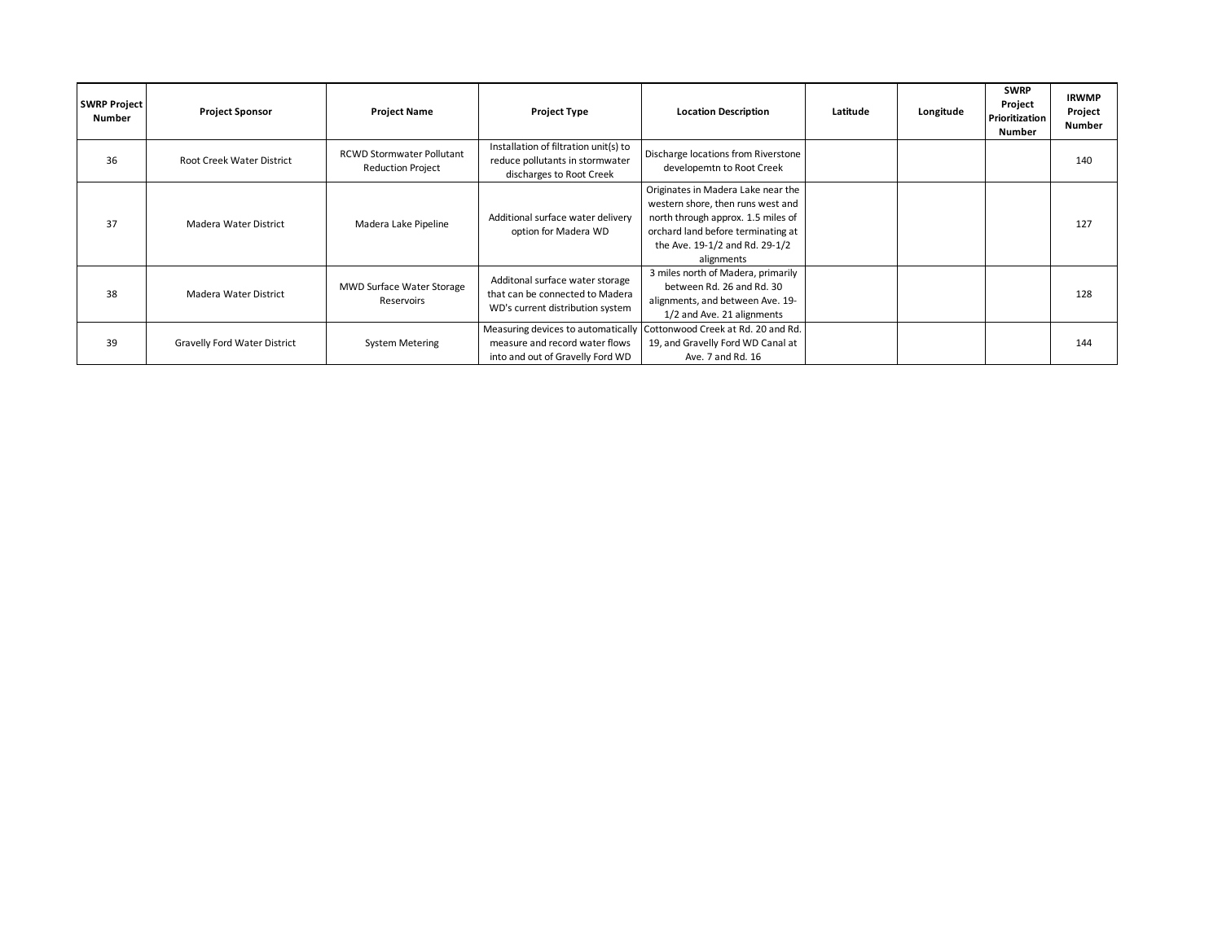| SWRP Project Number | Project Sponsor | Project Name | Project Type | Location Description | Latitude | Longitude | SWRP Project Prioritization Number | IRWMP Project Number |
|---|---|---|---|---|---|---|---|---|
| 36 | Root Creek Water District | RCWD Stormwater Pollutant Reduction Project | Installation of filtration unit(s) to reduce pollutants in stormwater discharges to Root Creek | Discharge locations from Riverstone developemtn to Root Creek | | | | 140 |
| 37 | Madera Water District | Madera Lake Pipeline | Additional surface water delivery option for Madera WD | Originates in Madera Lake near the western shore, then runs west and north through approx. 1.5 miles of orchard land before terminating at the Ave. 19-1/2 and Rd. 29-1/2 alignments | | | | 127 |
| 38 | Madera Water District | MWD Surface Water Storage Reservoirs | Additonal surface water storage that can be connected to Madera WD's current distribution system | 3 miles north of Madera, primarily between Rd. 26 and Rd. 30 alignments, and between Ave. 19-1/2 and Ave. 21 alignments | | | | 128 |
| 39 | Gravelly Ford Water District | System Metering | Measuring devices to automatically measure and record water flows into and out of Gravelly Ford WD | Cottonwood Creek at Rd. 20 and Rd. 19, and Gravelly Ford WD Canal at Ave. 7 and Rd. 16 | | | | 144 |